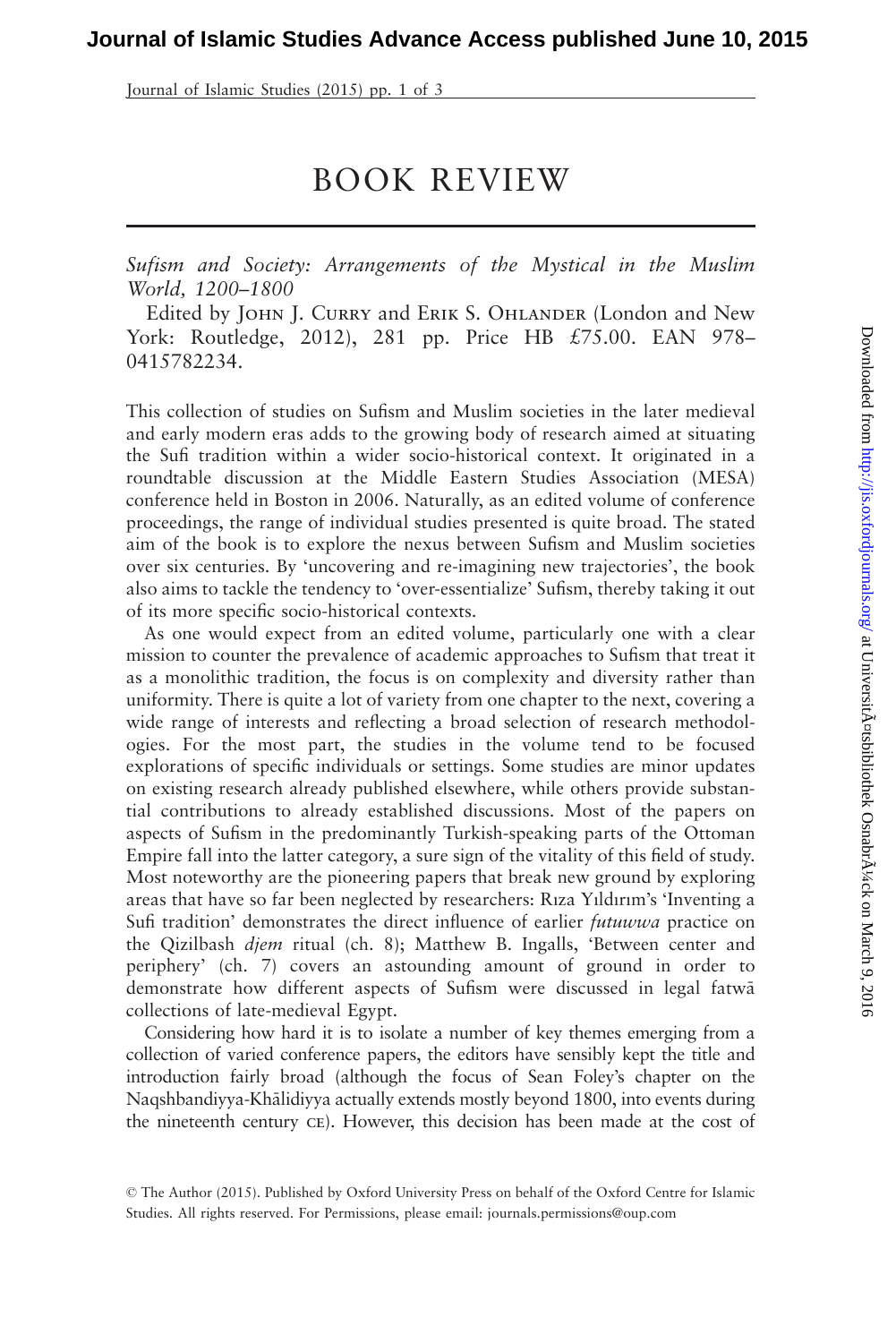# BOOK REVIEW

*Sufism and Society: Arrangements of the Mystical in the Muslim World, 1200–1800*

Edited by John J. Curry and Erik S. Ohlander (London and New York: Routledge, 2012), 281 pp. Price HB £75.00. EAN 978–0415782234.

This collection of studies on Sufism and Muslim societies in the later medieval and early modern eras adds to the growing body of research aimed at situating the Sufi tradition within a wider socio-historical context. It originated in a roundtable discussion at the Middle Eastern Studies Association (MESA) conference held in Boston in 2006. Naturally, as an edited volume of conference proceedings, the range of individual studies presented is quite broad. The stated aim of the book is to explore the nexus between Sufism and Muslim societies over six centuries. By 'uncovering and re-imagining new trajectories', the book also aims to tackle the tendency to 'over-essentialize' Sufism, thereby taking it out of its more specific socio-historical contexts.

As one would expect from an edited volume, particularly one with a clear mission to counter the prevalence of academic approaches to Sufism that treat it as a monolithic tradition, the focus is on complexity and diversity rather than uniformity. There is quite a lot of variety from one chapter to the next, covering a wide range of interests and reflecting a broad selection of research methodologies. For the most part, the studies in the volume tend to be focused explorations of specific individuals or settings. Some studies are minor updates on existing research already published elsewhere, while others provide substantial contributions to already established discussions. Most of the papers on aspects of Sufism in the predominantly Turkish-speaking parts of the Ottoman Empire fall into the latter category, a sure sign of the vitality of this field of study. Most noteworthy are the pioneering papers that break new ground by exploring areas that have so far been neglected by researchers: Rıza Yıldırım's 'Inventing a Sufi tradition' demonstrates the direct influence of earlier *futuwwa* practice on the Qizilbash *djem* ritual (ch. 8); Matthew B. Ingalls, 'Between center and periphery' (ch. 7) covers an astounding amount of ground in order to demonstrate how different aspects of Sufism were discussed in legal fatwā collections of late-medieval Egypt.

Considering how hard it is to isolate a number of key themes emerging from a collection of varied conference papers, the editors have sensibly kept the title and introduction fairly broad (although the focus of Sean Foley's chapter on the Naqshbandiyya-Khālidiyya actually extends mostly beyond 1800, into events during the nineteenth century CE). However, this decision has been made at the cost of

© The Author (2015). Published by Oxford University Press on behalf of the Oxford Centre for Islamic Studies. All rights reserved. For Permissions, please email: journals.permissions@oup.com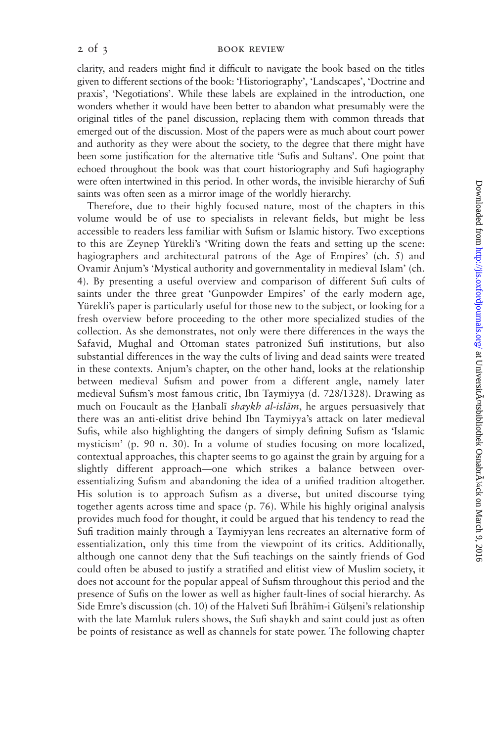clarity, and readers might find it difficult to navigate the book based on the titles given to different sections of the book: 'Historiography', 'Landscapes', 'Doctrine and praxis', 'Negotiations'. While these labels are explained in the introduction, one wonders whether it would have been better to abandon what presumably were the original titles of the panel discussion, replacing them with common threads that emerged out of the discussion. Most of the papers were as much about court power and authority as they were about the society, to the degree that there might have been some justification for the alternative title 'Sufis and Sultans'. One point that echoed throughout the book was that court historiography and Sufi hagiography were often intertwined in this period. In other words, the invisible hierarchy of Sufi saints was often seen as a mirror image of the worldly hierarchy.

Therefore, due to their highly focused nature, most of the chapters in this volume would be of use to specialists in relevant fields, but might be less accessible to readers less familiar with Sufism or Islamic history. Two exceptions to this are Zeynep Yürekli's 'Writing down the feats and setting up the scene: hagiographers and architectural patrons of the Age of Empires' (ch. 5) and Ovamir Anjum's 'Mystical authority and governmentality in medieval Islam' (ch. 4). By presenting a useful overview and comparison of different Sufi cults of saints under the three great 'Gunpowder Empires' of the early modern age, Yürekli's paper is particularly useful for those new to the subject, or looking for a fresh overview before proceeding to the other more specialized studies of the collection. As she demonstrates, not only were there differences in the ways the Safavid, Mughal and Ottoman states patronized Sufi institutions, but also substantial differences in the way the cults of living and dead saints were treated in these contexts. Anjum's chapter, on the other hand, looks at the relationship between medieval Sufism and power from a different angle, namely later medieval Sufism's most famous critic, Ibn Taymiyya (d. 728/1328). Drawing as much on Foucault as the Ḥanbalī *shaykh al-islām*, he argues persuasively that there was an anti-elitist drive behind Ibn Taymiyya's attack on later medieval Sufis, while also highlighting the dangers of simply defining Sufism as 'Islamic mysticism' (p. 90 n. 30). In a volume of studies focusing on more localized, contextual approaches, this chapter seems to go against the grain by arguing for a slightly different approach—one which strikes a balance between over-essentializing Sufism and abandoning the idea of a unified tradition altogether. His solution is to approach Sufism as a diverse, but united discourse tying together agents across time and space (p. 76). While his highly original analysis provides much food for thought, it could be argued that his tendency to read the Sufi tradition mainly through a Taymiyyan lens recreates an alternative form of essentialization, only this time from the viewpoint of its critics. Additionally, although one cannot deny that the Sufi teachings on the saintly friends of God could often be abused to justify a stratified and elitist view of Muslim society, it does not account for the popular appeal of Sufism throughout this period and the presence of Sufis on the lower as well as higher fault-lines of social hierarchy. As Side Emre's discussion (ch. 10) of the Halveti Sufi İbrāhīm-i Gülşeni's relationship with the late Mamluk rulers shows, the Sufi shaykh and saint could just as often be points of resistance as well as channels for state power. The following chapter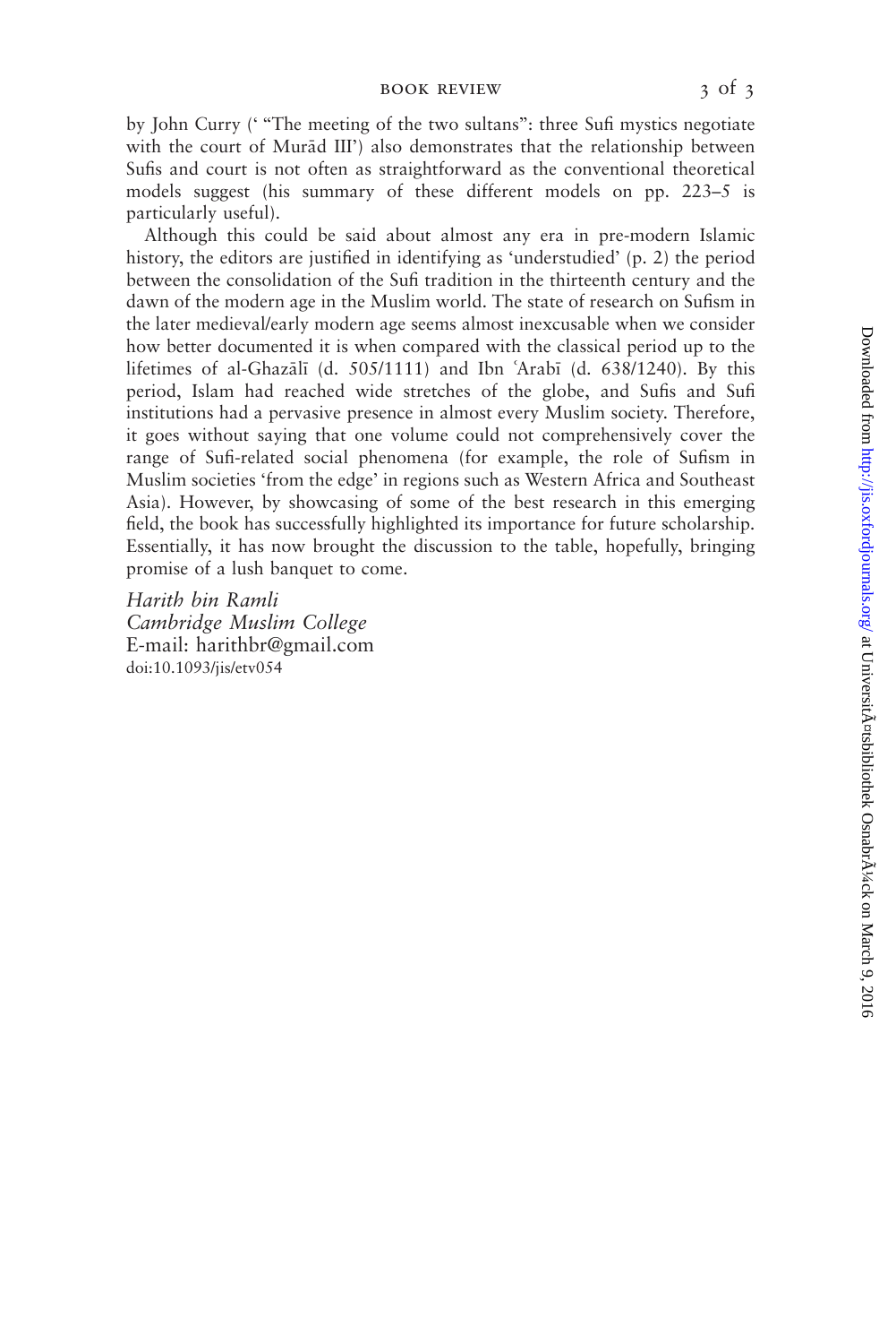by John Curry (' "The meeting of the two sultans": three Sufi mystics negotiate with the court of Murād III') also demonstrates that the relationship between Sufis and court is not often as straightforward as the conventional theoretical models suggest (his summary of these different models on pp. 223–5 is particularly useful).

Although this could be said about almost any era in pre-modern Islamic history, the editors are justified in identifying as 'understudied' (p. 2) the period between the consolidation of the Sufi tradition in the thirteenth century and the dawn of the modern age in the Muslim world. The state of research on Sufism in the later medieval/early modern age seems almost inexcusable when we consider how better documented it is when compared with the classical period up to the lifetimes of al-Ghazālī (d. 505/1111) and Ibn ʿArabī (d. 638/1240). By this period, Islam had reached wide stretches of the globe, and Sufis and Sufi institutions had a pervasive presence in almost every Muslim society. Therefore, it goes without saying that one volume could not comprehensively cover the range of Sufi-related social phenomena (for example, the role of Sufism in Muslim societies 'from the edge' in regions such as Western Africa and Southeast Asia). However, by showcasing of some of the best research in this emerging field, the book has successfully highlighted its importance for future scholarship. Essentially, it has now brought the discussion to the table, hopefully, bringing promise of a lush banquet to come.

*Harith bin Ramli*
*Cambridge Muslim College*
E-mail: harithbr@gmail.com
doi:10.1093/jis/etv054